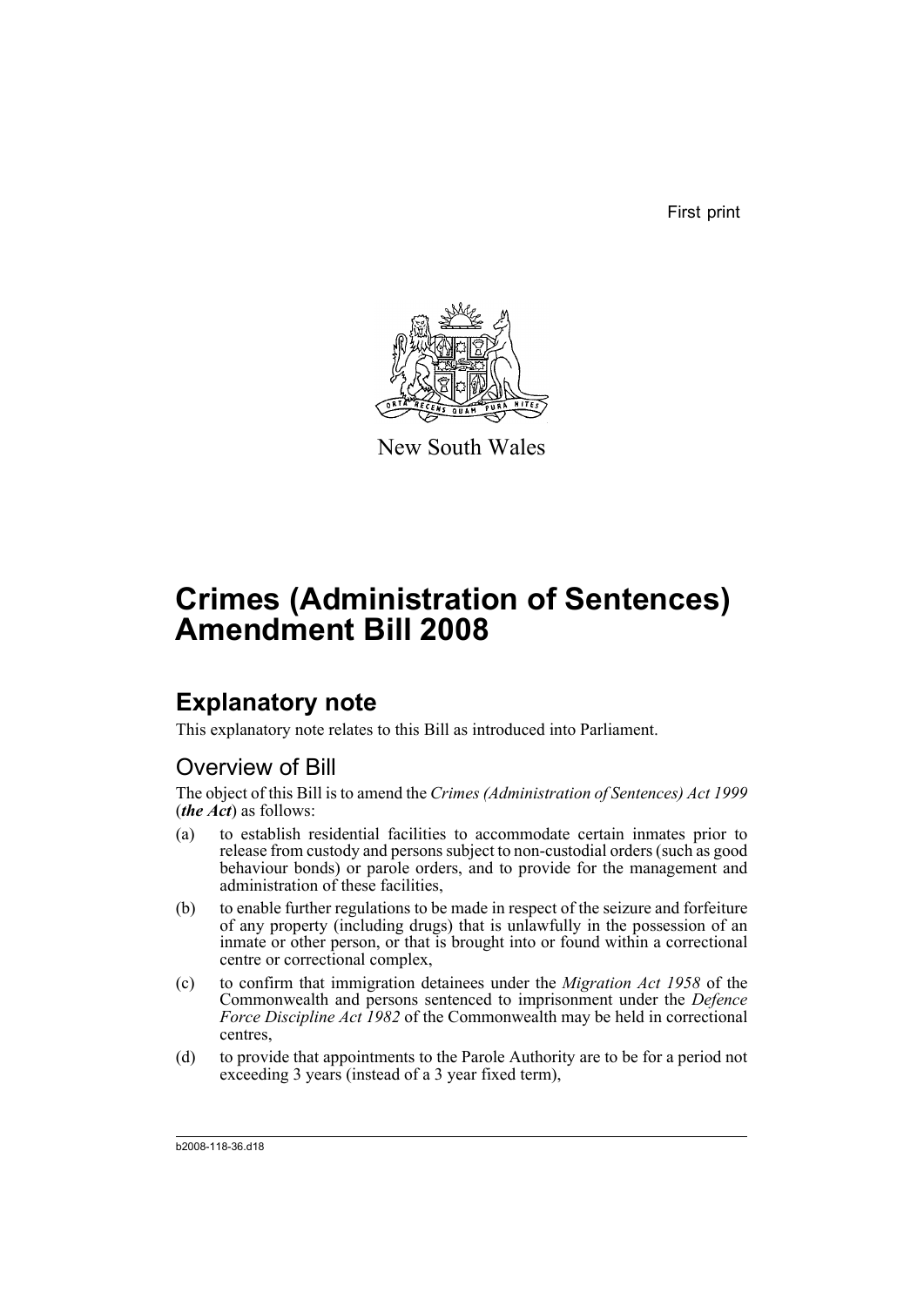First print

New South Wales

# Crimes (Administration of Sentences) Amendment Bill 2008

## Explanatory note

This explanatory note relates to this Bill as introduced into Parliament.

### Overview of Bill

The object of this Bill is to amend the *Crimes (Administration of Sentences) Act 1999* (***the Act***) as follows:

(a) to establish residential facilities to accommodate certain inmates prior to release from custody and persons subject to non-custodial orders (such as good behaviour bonds) or parole orders, and to provide for the management and administration of these facilities,

(b) to enable further regulations to be made in respect of the seizure and forfeiture of any property (including drugs) that is unlawfully in the possession of an inmate or other person, or that is brought into or found within a correctional centre or correctional complex,

(c) to confirm that immigration detainees under the *Migration Act 1958* of the Commonwealth and persons sentenced to imprisonment under the *Defence Force Discipline Act 1982* of the Commonwealth may be held in correctional centres,

(d) to provide that appointments to the Parole Authority are to be for a period not exceeding 3 years (instead of a 3 year fixed term),

b2008-118-36.d18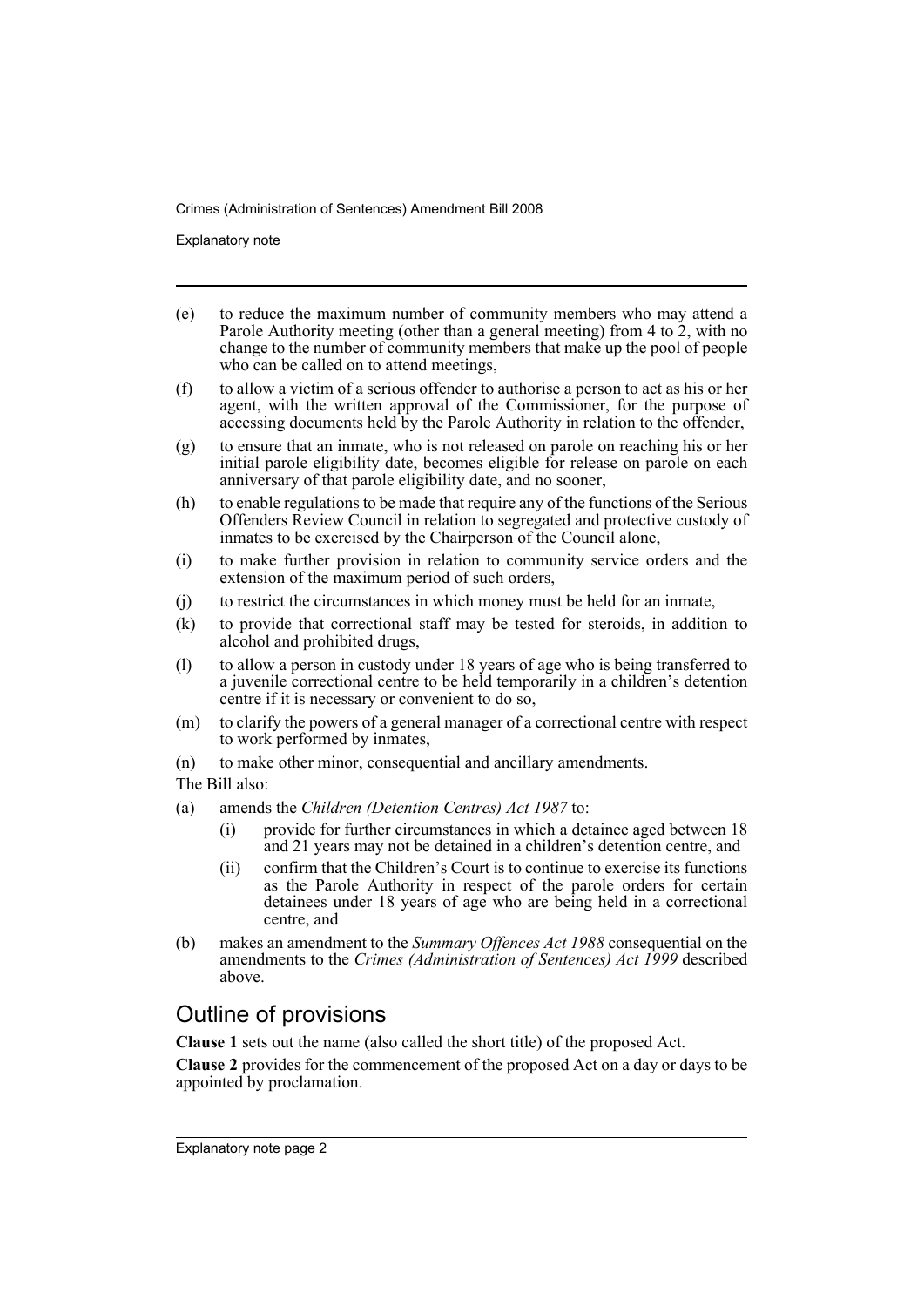(e) to reduce the maximum number of community members who may attend a Parole Authority meeting (other than a general meeting) from 4 to 2, with no change to the number of community members that make up the pool of people who can be called on to attend meetings,

(f) to allow a victim of a serious offender to authorise a person to act as his or her agent, with the written approval of the Commissioner, for the purpose of accessing documents held by the Parole Authority in relation to the offender,

(g) to ensure that an inmate, who is not released on parole on reaching his or her initial parole eligibility date, becomes eligible for release on parole on each anniversary of that parole eligibility date, and no sooner,

(h) to enable regulations to be made that require any of the functions of the Serious Offenders Review Council in relation to segregated and protective custody of inmates to be exercised by the Chairperson of the Council alone,

(i) to make further provision in relation to community service orders and the extension of the maximum period of such orders,

(j) to restrict the circumstances in which money must be held for an inmate,

(k) to provide that correctional staff may be tested for steroids, in addition to alcohol and prohibited drugs,

(l) to allow a person in custody under 18 years of age who is being transferred to a juvenile correctional centre to be held temporarily in a children's detention centre if it is necessary or convenient to do so,

(m) to clarify the powers of a general manager of a correctional centre with respect to work performed by inmates,

(n) to make other minor, consequential and ancillary amendments.

The Bill also:

(a) amends the *Children (Detention Centres) Act 1987* to:
   - (i) provide for further circumstances in which a detainee aged between 18 and 21 years may not be detained in a children's detention centre, and
   - (ii) confirm that the Children's Court is to continue to exercise its functions as the Parole Authority in respect of the parole orders for certain detainees under 18 years of age who are being held in a correctional centre, and

(b) makes an amendment to the *Summary Offences Act 1988* consequential on the amendments to the *Crimes (Administration of Sentences) Act 1999* described above.

## Outline of provisions

**Clause 1** sets out the name (also called the short title) of the proposed Act.

**Clause 2** provides for the commencement of the proposed Act on a day or days to be appointed by proclamation.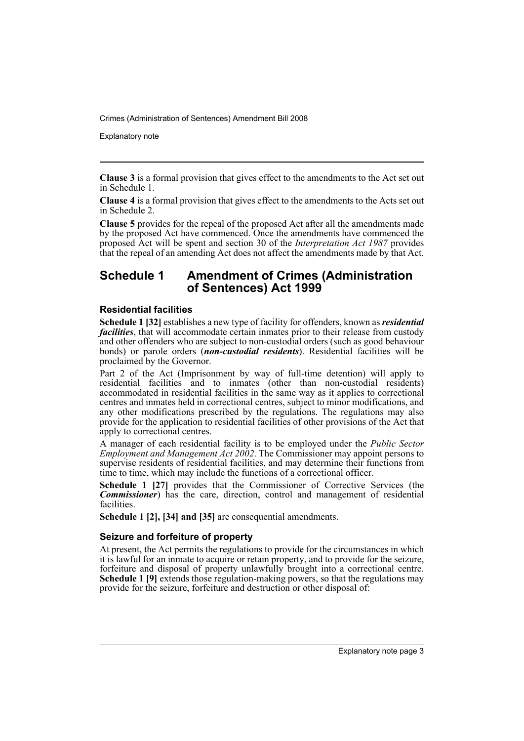**Clause 3** is a formal provision that gives effect to the amendments to the Act set out in Schedule 1.

**Clause 4** is a formal provision that gives effect to the amendments to the Acts set out in Schedule 2.

**Clause 5** provides for the repeal of the proposed Act after all the amendments made by the proposed Act have commenced. Once the amendments have commenced the proposed Act will be spent and section 30 of the *Interpretation Act 1987* provides that the repeal of an amending Act does not affect the amendments made by that Act.

## Schedule 1 Amendment of Crimes (Administration of Sentences) Act 1999

### Residential facilities

**Schedule 1 [32]** establishes a new type of facility for offenders, known as ***residential facilities***, that will accommodate certain inmates prior to their release from custody and other offenders who are subject to non-custodial orders (such as good behaviour bonds) or parole orders (***non-custodial residents***). Residential facilities will be proclaimed by the Governor.

Part 2 of the Act (Imprisonment by way of full-time detention) will apply to residential facilities and to inmates (other than non-custodial residents) accommodated in residential facilities in the same way as it applies to correctional centres and inmates held in correctional centres, subject to minor modifications, and any other modifications prescribed by the regulations. The regulations may also provide for the application to residential facilities of other provisions of the Act that apply to correctional centres.

A manager of each residential facility is to be employed under the *Public Sector Employment and Management Act 2002*. The Commissioner may appoint persons to supervise residents of residential facilities, and may determine their functions from time to time, which may include the functions of a correctional officer.

**Schedule 1 [27]** provides that the Commissioner of Corrective Services (the ***Commissioner***) has the care, direction, control and management of residential facilities.

**Schedule 1 [2], [34] and [35]** are consequential amendments.

### Seizure and forfeiture of property

At present, the Act permits the regulations to provide for the circumstances in which it is lawful for an inmate to acquire or retain property, and to provide for the seizure, forfeiture and disposal of property unlawfully brought into a correctional centre. **Schedule 1 [9]** extends those regulation-making powers, so that the regulations may provide for the seizure, forfeiture and destruction or other disposal of: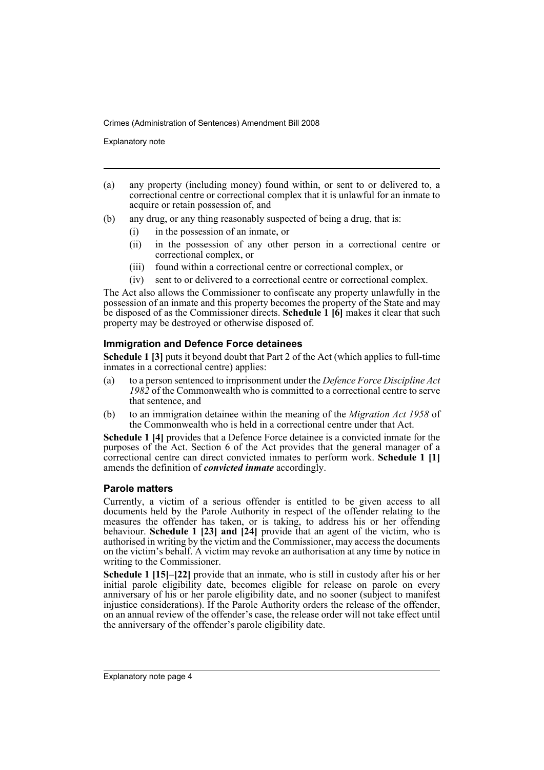(a) any property (including money) found within, or sent to or delivered to, a correctional centre or correctional complex that it is unlawful for an inmate to acquire or retain possession of, and

(b) any drug, or any thing reasonably suspected of being a drug, that is:
   - (i) in the possession of an inmate, or
   - (ii) in the possession of any other person in a correctional centre or correctional complex, or
   - (iii) found within a correctional centre or correctional complex, or
   - (iv) sent to or delivered to a correctional centre or correctional complex.

The Act also allows the Commissioner to confiscate any property unlawfully in the possession of an inmate and this property becomes the property of the State and may be disposed of as the Commissioner directs. **Schedule 1 [6]** makes it clear that such property may be destroyed or otherwise disposed of.

### Immigration and Defence Force detainees

**Schedule 1 [3]** puts it beyond doubt that Part 2 of the Act (which applies to full-time inmates in a correctional centre) applies:

(a) to a person sentenced to imprisonment under the *Defence Force Discipline Act 1982* of the Commonwealth who is committed to a correctional centre to serve that sentence, and

(b) to an immigration detainee within the meaning of the *Migration Act 1958* of the Commonwealth who is held in a correctional centre under that Act.

**Schedule 1 [4]** provides that a Defence Force detainee is a convicted inmate for the purposes of the Act. Section 6 of the Act provides that the general manager of a correctional centre can direct convicted inmates to perform work. **Schedule 1 [1]** amends the definition of ***convicted inmate*** accordingly.

### Parole matters

Currently, a victim of a serious offender is entitled to be given access to all documents held by the Parole Authority in respect of the offender relating to the measures the offender has taken, or is taking, to address his or her offending behaviour. **Schedule 1 [23] and [24]** provide that an agent of the victim, who is authorised in writing by the victim and the Commissioner, may access the documents on the victim's behalf. A victim may revoke an authorisation at any time by notice in writing to the Commissioner.

**Schedule 1 [15]–[22]** provide that an inmate, who is still in custody after his or her initial parole eligibility date, becomes eligible for release on parole on every anniversary of his or her parole eligibility date, and no sooner (subject to manifest injustice considerations). If the Parole Authority orders the release of the offender, on an annual review of the offender's case, the release order will not take effect until the anniversary of the offender's parole eligibility date.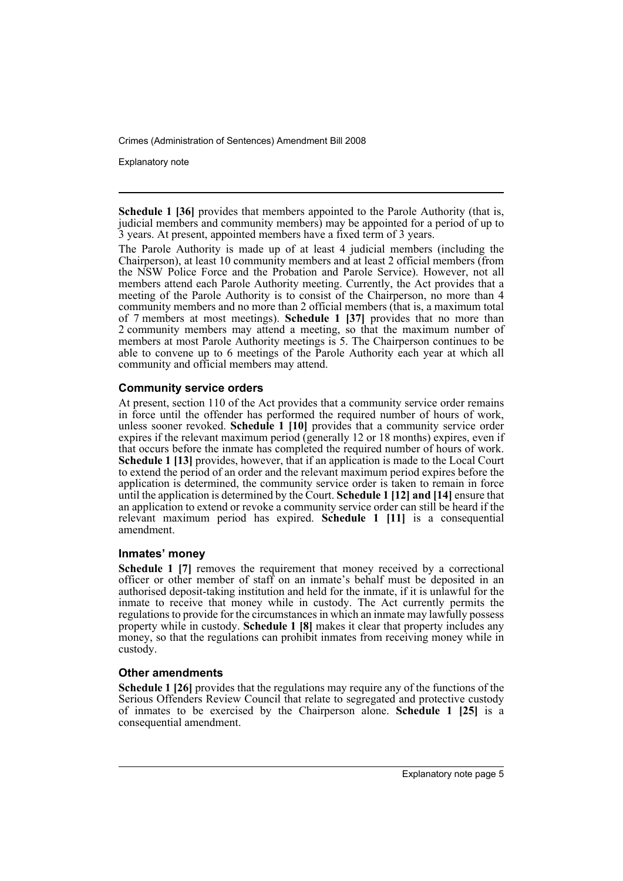**Schedule 1 [36]** provides that members appointed to the Parole Authority (that is, judicial members and community members) may be appointed for a period of up to 3 years. At present, appointed members have a fixed term of 3 years.

The Parole Authority is made up of at least 4 judicial members (including the Chairperson), at least 10 community members and at least 2 official members (from the NSW Police Force and the Probation and Parole Service). However, not all members attend each Parole Authority meeting. Currently, the Act provides that a meeting of the Parole Authority is to consist of the Chairperson, no more than 4 community members and no more than 2 official members (that is, a maximum total of 7 members at most meetings). **Schedule 1 [37]** provides that no more than 2 community members may attend a meeting, so that the maximum number of members at most Parole Authority meetings is 5. The Chairperson continues to be able to convene up to 6 meetings of the Parole Authority each year at which all community and official members may attend.

### Community service orders

At present, section 110 of the Act provides that a community service order remains in force until the offender has performed the required number of hours of work, unless sooner revoked. **Schedule 1 [10]** provides that a community service order expires if the relevant maximum period (generally 12 or 18 months) expires, even if that occurs before the inmate has completed the required number of hours of work. **Schedule 1 [13]** provides, however, that if an application is made to the Local Court to extend the period of an order and the relevant maximum period expires before the application is determined, the community service order is taken to remain in force until the application is determined by the Court. **Schedule 1 [12] and [14]** ensure that an application to extend or revoke a community service order can still be heard if the relevant maximum period has expired. **Schedule 1 [11]** is a consequential amendment.

### Inmates' money

**Schedule 1 [7]** removes the requirement that money received by a correctional officer or other member of staff on an inmate's behalf must be deposited in an authorised deposit-taking institution and held for the inmate, if it is unlawful for the inmate to receive that money while in custody. The Act currently permits the regulations to provide for the circumstances in which an inmate may lawfully possess property while in custody. **Schedule 1 [8]** makes it clear that property includes any money, so that the regulations can prohibit inmates from receiving money while in custody.

### Other amendments

**Schedule 1 [26]** provides that the regulations may require any of the functions of the Serious Offenders Review Council that relate to segregated and protective custody of inmates to be exercised by the Chairperson alone. **Schedule 1 [25]** is a consequential amendment.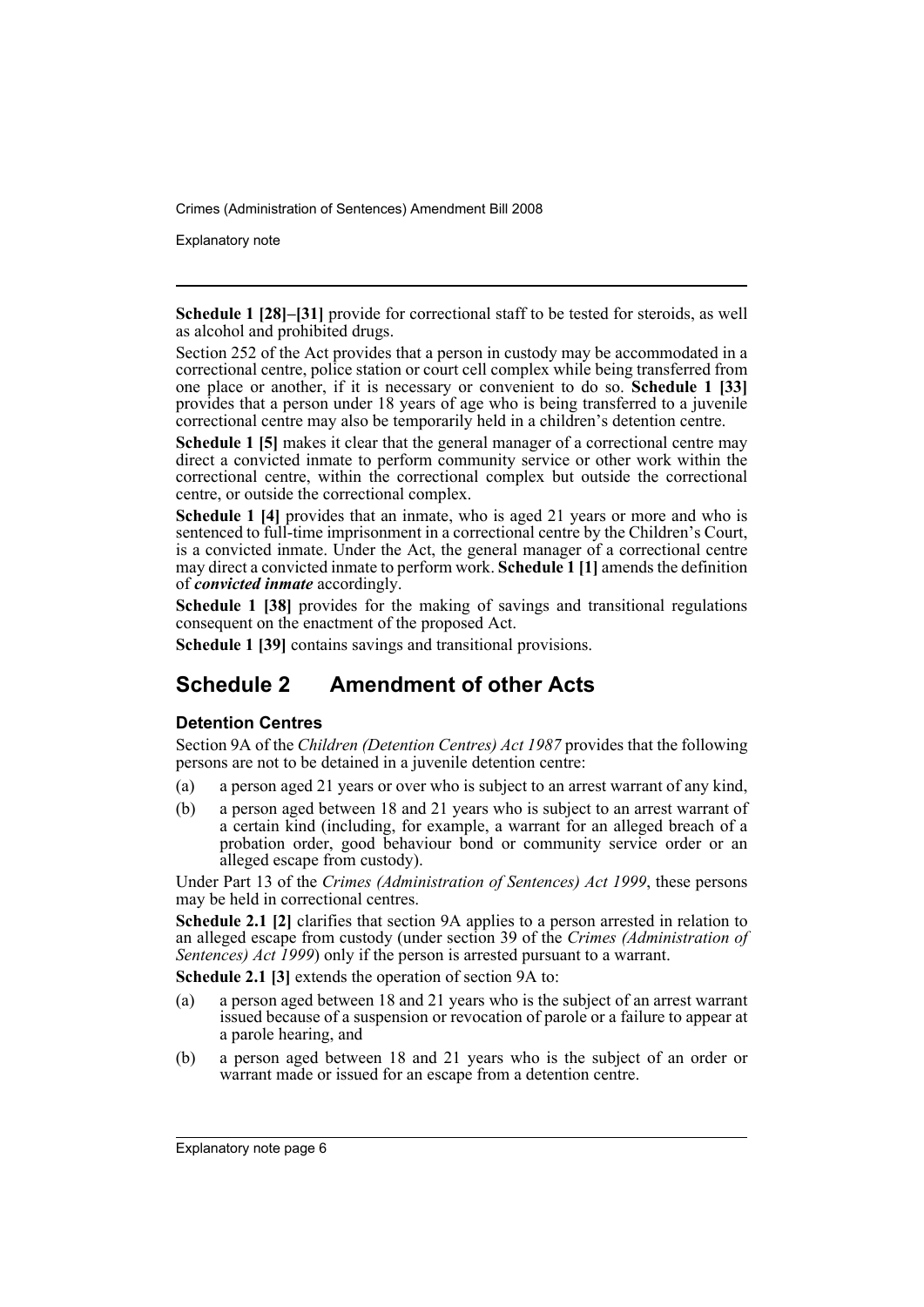**Schedule 1 [28]–[31]** provide for correctional staff to be tested for steroids, as well as alcohol and prohibited drugs.

Section 252 of the Act provides that a person in custody may be accommodated in a correctional centre, police station or court cell complex while being transferred from one place or another, if it is necessary or convenient to do so. **Schedule 1 [33]** provides that a person under 18 years of age who is being transferred to a juvenile correctional centre may also be temporarily held in a children's detention centre.

**Schedule 1 [5]** makes it clear that the general manager of a correctional centre may direct a convicted inmate to perform community service or other work within the correctional centre, within the correctional complex but outside the correctional centre, or outside the correctional complex.

**Schedule 1 [4]** provides that an inmate, who is aged 21 years or more and who is sentenced to full-time imprisonment in a correctional centre by the Children's Court, is a convicted inmate. Under the Act, the general manager of a correctional centre may direct a convicted inmate to perform work. **Schedule 1 [1]** amends the definition of ***convicted inmate*** accordingly.

**Schedule 1 [38]** provides for the making of savings and transitional regulations consequent on the enactment of the proposed Act.

**Schedule 1 [39]** contains savings and transitional provisions.

## Schedule 2 Amendment of other Acts

### Detention Centres

Section 9A of the *Children (Detention Centres) Act 1987* provides that the following persons are not to be detained in a juvenile detention centre:

(a) a person aged 21 years or over who is subject to an arrest warrant of any kind,

(b) a person aged between 18 and 21 years who is subject to an arrest warrant of a certain kind (including, for example, a warrant for an alleged breach of a probation order, good behaviour bond or community service order or an alleged escape from custody).

Under Part 13 of the *Crimes (Administration of Sentences) Act 1999*, these persons may be held in correctional centres.

**Schedule 2.1 [2]** clarifies that section 9A applies to a person arrested in relation to an alleged escape from custody (under section 39 of the *Crimes (Administration of Sentences) Act 1999*) only if the person is arrested pursuant to a warrant.

**Schedule 2.1 [3]** extends the operation of section 9A to:

(a) a person aged between 18 and 21 years who is the subject of an arrest warrant issued because of a suspension or revocation of parole or a failure to appear at a parole hearing, and

(b) a person aged between 18 and 21 years who is the subject of an order or warrant made or issued for an escape from a detention centre.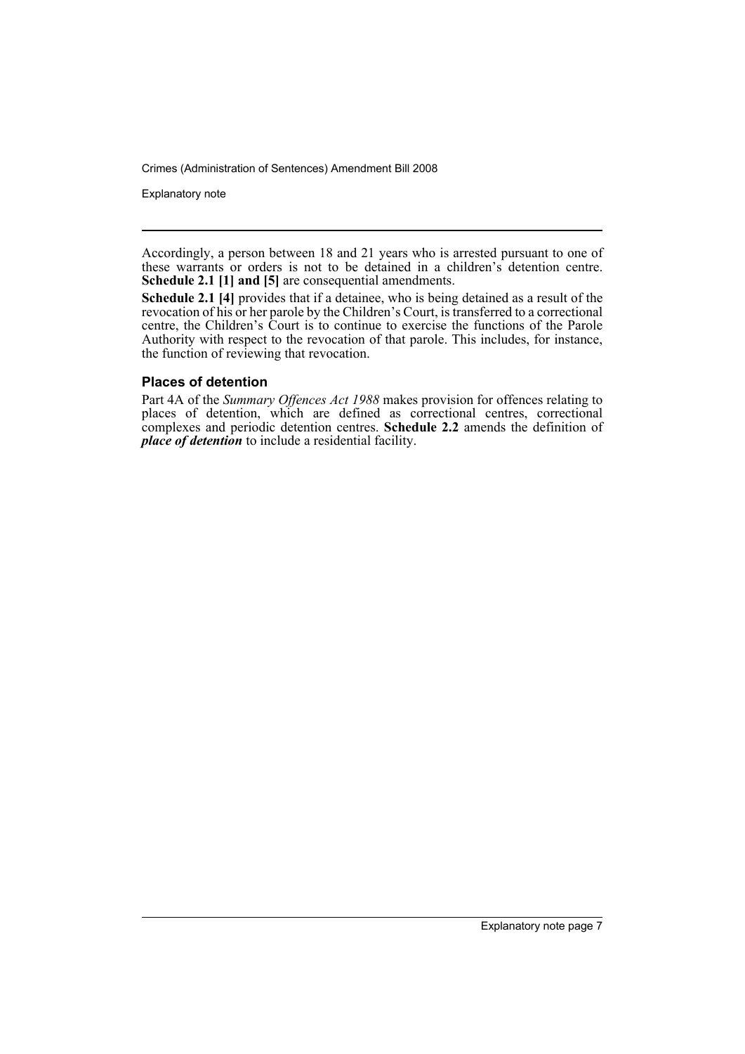Accordingly, a person between 18 and 21 years who is arrested pursuant to one of these warrants or orders is not to be detained in a children's detention centre. **Schedule 2.1 [1] and [5]** are consequential amendments.

**Schedule 2.1 [4]** provides that if a detainee, who is being detained as a result of the revocation of his or her parole by the Children's Court, is transferred to a correctional centre, the Children's Court is to continue to exercise the functions of the Parole Authority with respect to the revocation of that parole. This includes, for instance, the function of reviewing that revocation.

### Places of detention

Part 4A of the *Summary Offences Act 1988* makes provision for offences relating to places of detention, which are defined as correctional centres, correctional complexes and periodic detention centres. **Schedule 2.2** amends the definition of ***place of detention*** to include a residential facility.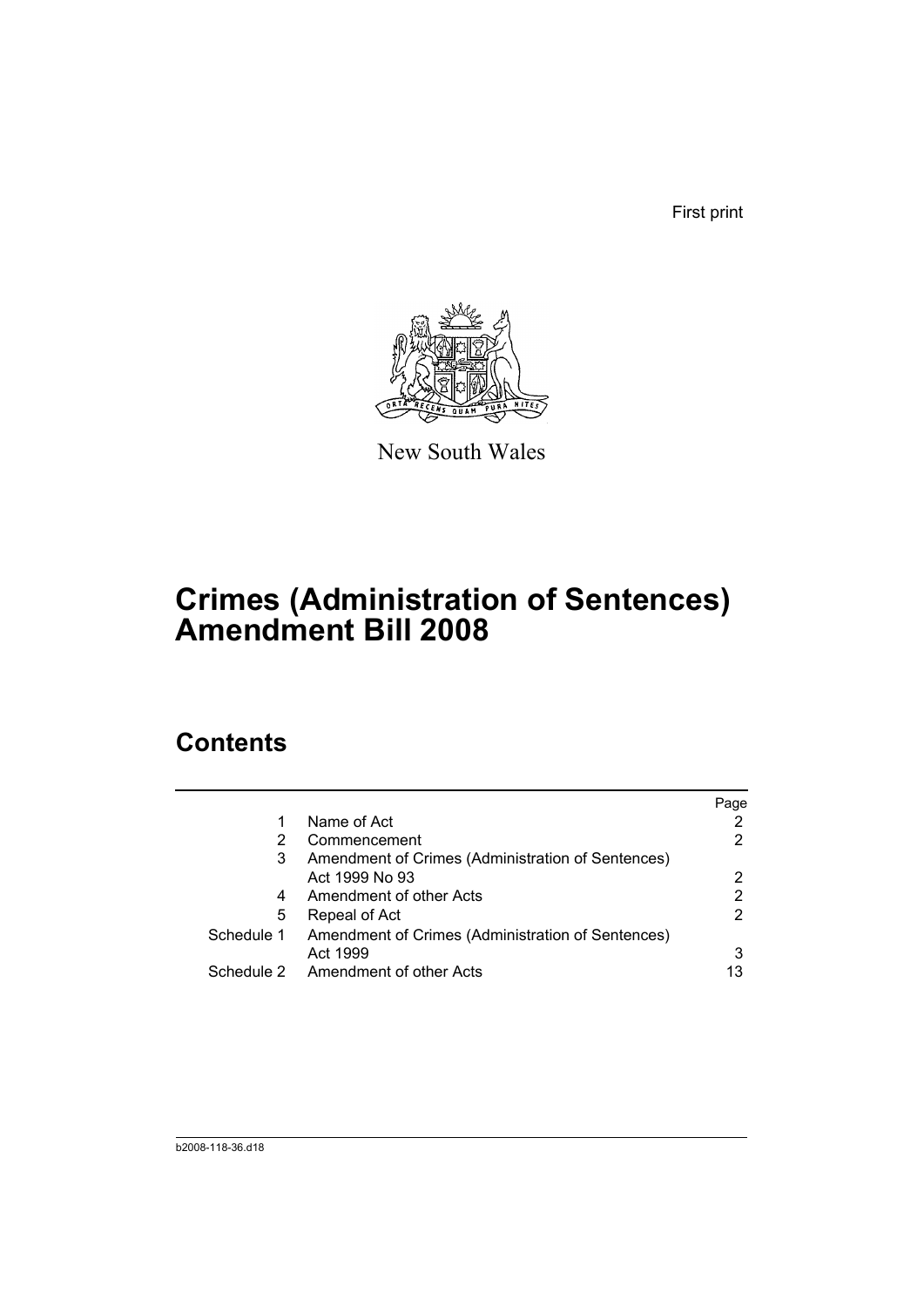First print

New South Wales

# Crimes (Administration of Sentences) Amendment Bill 2008

## Contents

| | | Page |
|---|---|---|
| 1 | Name of Act | 2 |
| 2 | Commencement | 2 |
| 3 | Amendment of Crimes (Administration of Sentences) Act 1999 No 93 | 2 |
| 4 | Amendment of other Acts | 2 |
| 5 | Repeal of Act | 2 |
| Schedule 1 | Amendment of Crimes (Administration of Sentences) Act 1999 | 3 |
| Schedule 2 | Amendment of other Acts | 13 |

b2008-118-36.d18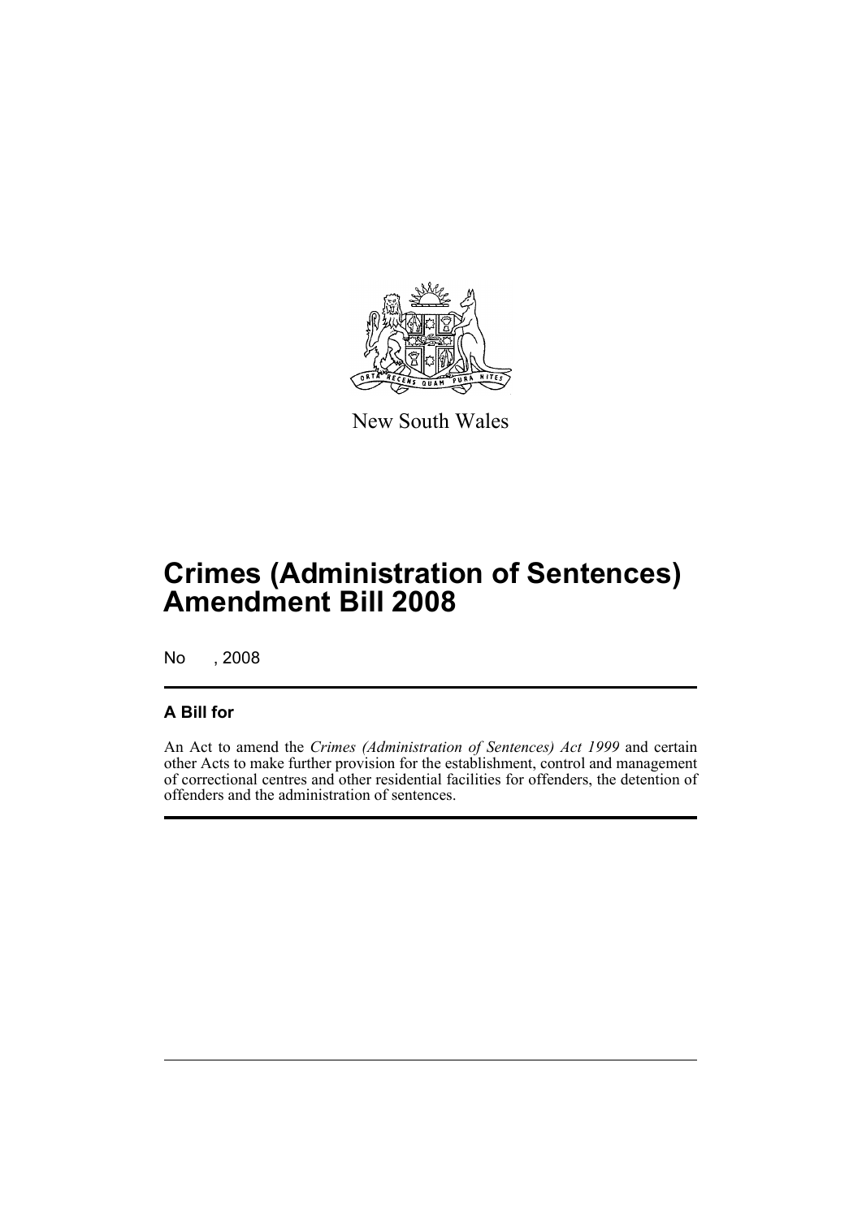New South Wales

# Crimes (Administration of Sentences) Amendment Bill 2008

No , 2008

## A Bill for

An Act to amend the *Crimes (Administration of Sentences) Act 1999* and certain other Acts to make further provision for the establishment, control and management of correctional centres and other residential facilities for offenders, the detention of offenders and the administration of sentences.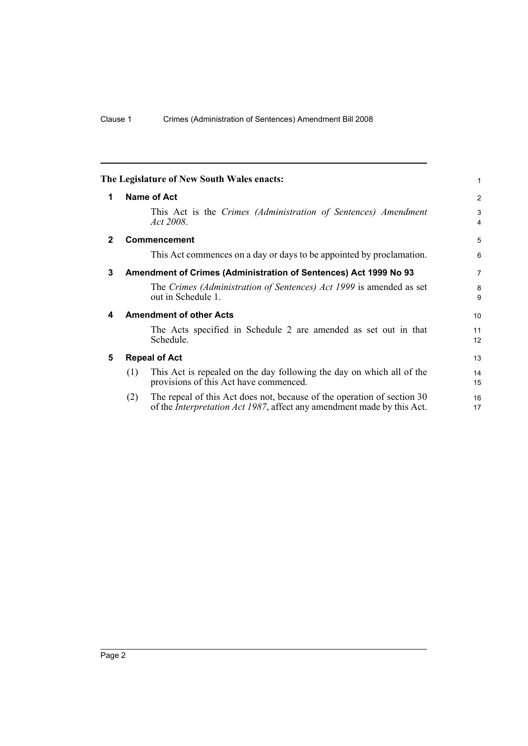The Legislature of New South Wales enacts:

## 1 Name of Act

This Act is the *Crimes (Administration of Sentences) Amendment Act 2008*.

## 2 Commencement

This Act commences on a day or days to be appointed by proclamation.

## 3 Amendment of Crimes (Administration of Sentences) Act 1999 No 93

The *Crimes (Administration of Sentences) Act 1999* is amended as set out in Schedule 1.

## 4 Amendment of other Acts

The Acts specified in Schedule 2 are amended as set out in that Schedule.

## 5 Repeal of Act

(1) This Act is repealed on the day following the day on which all of the provisions of this Act have commenced.

(2) The repeal of this Act does not, because of the operation of section 30 of the *Interpretation Act 1987*, affect any amendment made by this Act.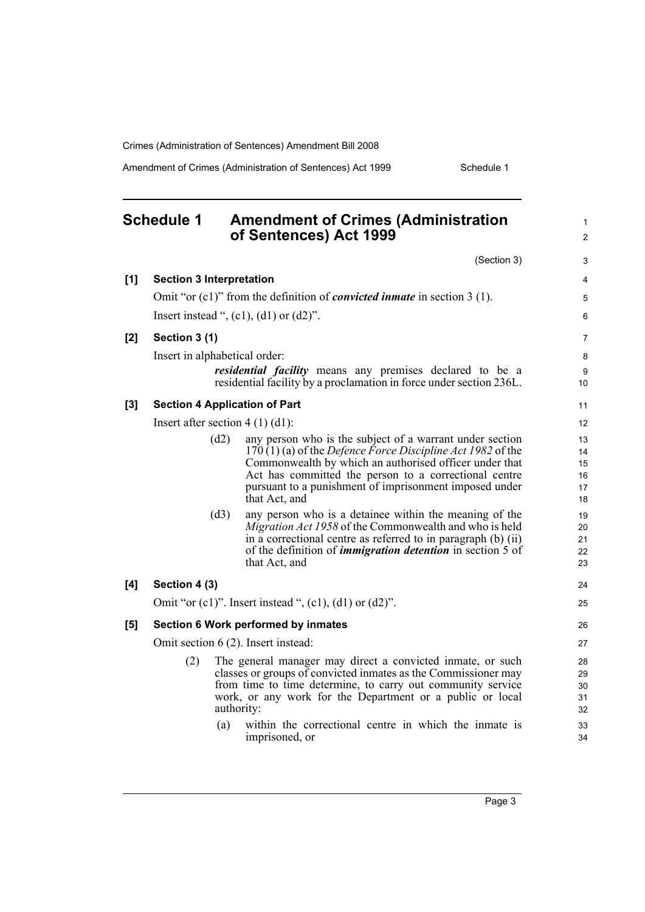# Schedule 1 Amendment of Crimes (Administration of Sentences) Act 1999

(Section 3)

**[1] Section 3 Interpretation**

Omit "or (c1)" from the definition of ***convicted inmate*** in section 3 (1).

Insert instead ", (c1), (d1) or (d2)".

**[2] Section 3 (1)**

Insert in alphabetical order:

> ***residential facility*** means any premises declared to be a residential facility by a proclamation in force under section 236L.

**[3] Section 4 Application of Part**

Insert after section 4 (1) (d1):

> (d2) any person who is the subject of a warrant under section 170 (1) (a) of the *Defence Force Discipline Act 1982* of the Commonwealth by which an authorised officer under that Act has committed the person to a correctional centre pursuant to a punishment of imprisonment imposed under that Act, and
>
> (d3) any person who is a detainee within the meaning of the *Migration Act 1958* of the Commonwealth and who is held in a correctional centre as referred to in paragraph (b) (ii) of the definition of ***immigration detention*** in section 5 of that Act, and

**[4] Section 4 (3)**

Omit "or (c1)". Insert instead ", (c1), (d1) or (d2)".

**[5] Section 6 Work performed by inmates**

Omit section 6 (2). Insert instead:

> (2) The general manager may direct a convicted inmate, or such classes or groups of convicted inmates as the Commissioner may from time to time determine, to carry out community service work, or any work for the Department or a public or local authority:
>
> (a) within the correctional centre in which the inmate is imprisoned, or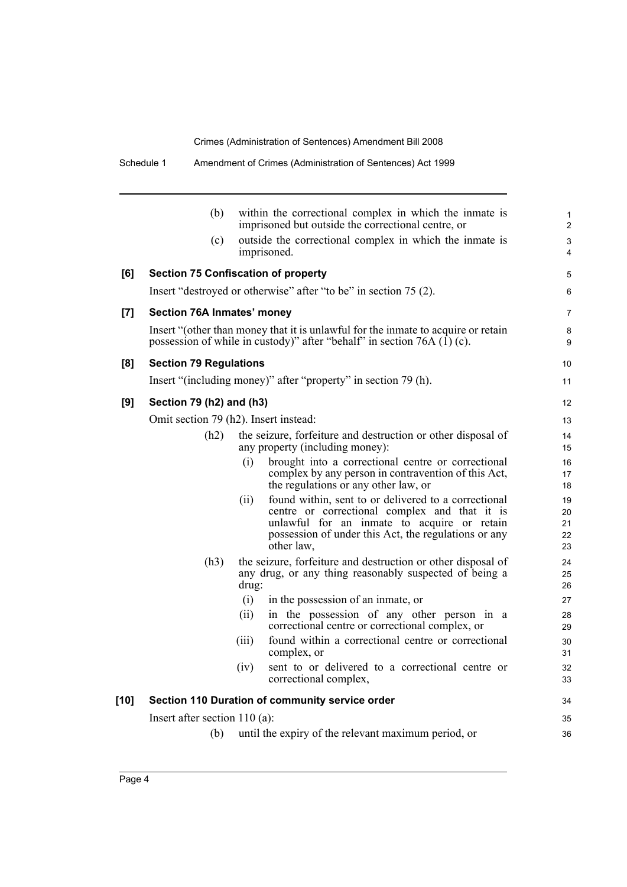(b) within the correctional complex in which the inmate is imprisoned but outside the correctional centre, or

(c) outside the correctional complex in which the inmate is imprisoned.

### [6] Section 75 Confiscation of property

Insert "destroyed or otherwise" after "to be" in section 75 (2).

### [7] Section 76A Inmates' money

Insert "(other than money that it is unlawful for the inmate to acquire or retain possession of while in custody)" after "behalf" in section 76A (1) (c).

### [8] Section 79 Regulations

Insert "(including money)" after "property" in section 79 (h).

### [9] Section 79 (h2) and (h3)

Omit section 79 (h2). Insert instead:

(h2) the seizure, forfeiture and destruction or other disposal of any property (including money):

- (i) brought into a correctional centre or correctional complex by any person in contravention of this Act, the regulations or any other law, or
- (ii) found within, sent to or delivered to a correctional centre or correctional complex and that it is unlawful for an inmate to acquire or retain possession of under this Act, the regulations or any other law,

(h3) the seizure, forfeiture and destruction or other disposal of any drug, or any thing reasonably suspected of being a drug:

- (i) in the possession of an inmate, or
- (ii) in the possession of any other person in a correctional centre or correctional complex, or
- (iii) found within a correctional centre or correctional complex, or
- (iv) sent to or delivered to a correctional centre or correctional complex,

### [10] Section 110 Duration of community service order

Insert after section 110 (a):

(b) until the expiry of the relevant maximum period, or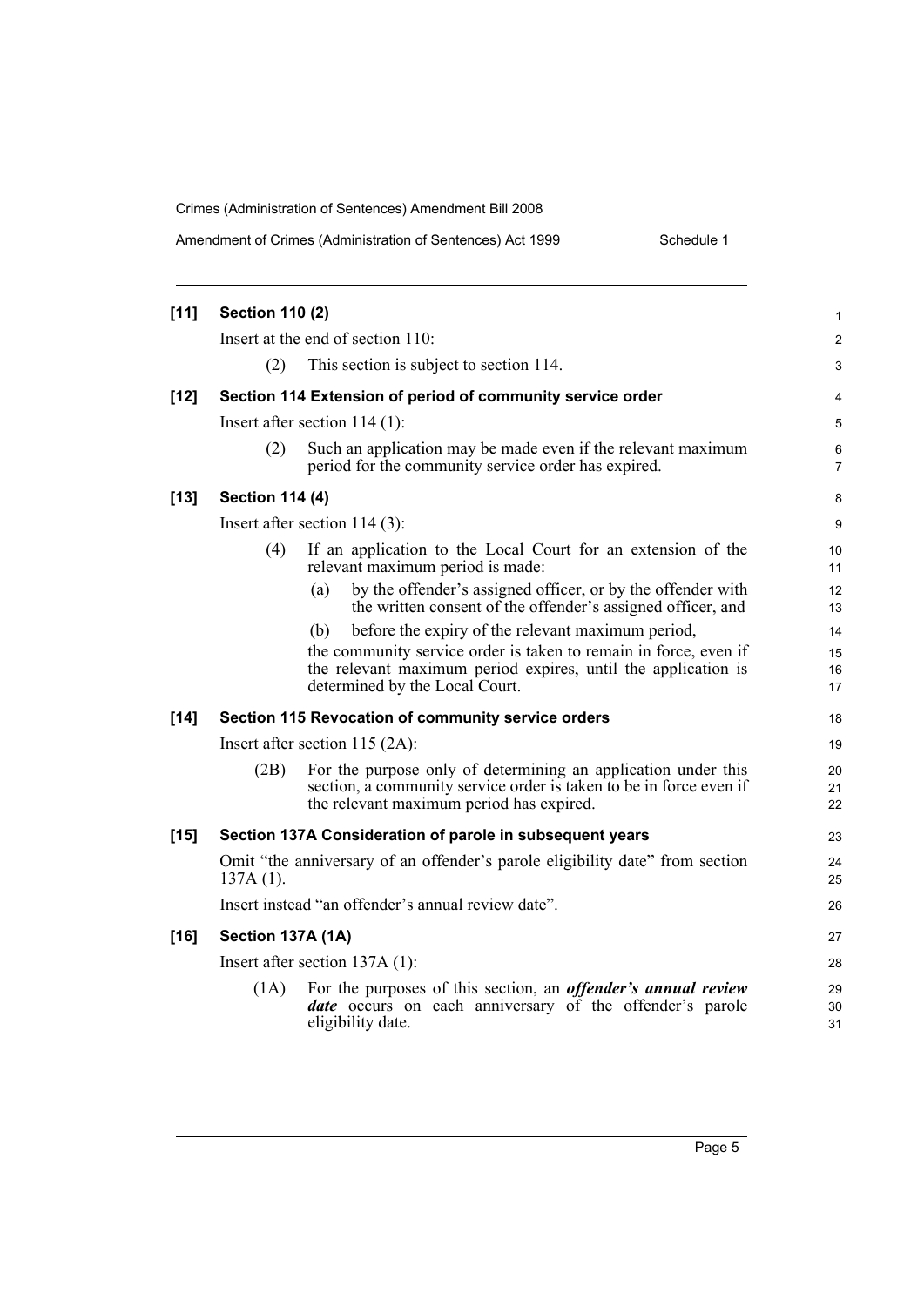**[11] Section 110 (2)**

Insert at the end of section 110:

(2) This section is subject to section 114.

**[12] Section 114 Extension of period of community service order**

Insert after section 114 (1):

(2) Such an application may be made even if the relevant maximum period for the community service order has expired.

**[13] Section 114 (4)**

Insert after section 114 (3):

(4) If an application to the Local Court for an extension of the relevant maximum period is made:

(a) by the offender's assigned officer, or by the offender with the written consent of the offender's assigned officer, and

(b) before the expiry of the relevant maximum period,

the community service order is taken to remain in force, even if the relevant maximum period expires, until the application is determined by the Local Court.

**[14] Section 115 Revocation of community service orders**

Insert after section 115 (2A):

(2B) For the purpose only of determining an application under this section, a community service order is taken to be in force even if the relevant maximum period has expired.

**[15] Section 137A Consideration of parole in subsequent years**

Omit "the anniversary of an offender's parole eligibility date" from section 137A (1).

Insert instead "an offender's annual review date".

**[16] Section 137A (1A)**

Insert after section 137A (1):

(1A) For the purposes of this section, an ***offender's annual review date*** occurs on each anniversary of the offender's parole eligibility date.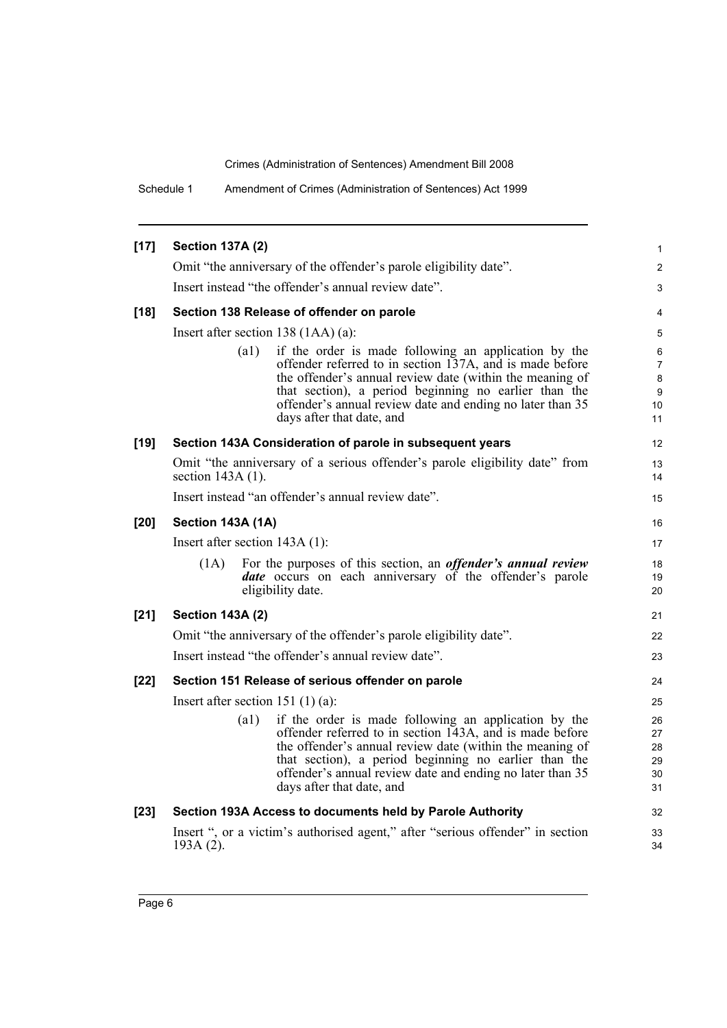**[17] Section 137A (2)**

Omit "the anniversary of the offender's parole eligibility date".

Insert instead "the offender's annual review date".

**[18] Section 138 Release of offender on parole**

Insert after section 138 (1AA) (a):

> (a1) if the order is made following an application by the offender referred to in section 137A, and is made before the offender's annual review date (within the meaning of that section), a period beginning no earlier than the offender's annual review date and ending no later than 35 days after that date, and

**[19] Section 143A Consideration of parole in subsequent years**

Omit "the anniversary of a serious offender's parole eligibility date" from section 143A (1).

Insert instead "an offender's annual review date".

**[20] Section 143A (1A)**

Insert after section 143A (1):

> (1A) For the purposes of this section, an ***offender's annual review date*** occurs on each anniversary of the offender's parole eligibility date.

**[21] Section 143A (2)**

Omit "the anniversary of the offender's parole eligibility date".

Insert instead "the offender's annual review date".

**[22] Section 151 Release of serious offender on parole**

Insert after section 151 (1) (a):

> (a1) if the order is made following an application by the offender referred to in section 143A, and is made before the offender's annual review date (within the meaning of that section), a period beginning no earlier than the offender's annual review date and ending no later than 35 days after that date, and

**[23] Section 193A Access to documents held by Parole Authority**

Insert ", or a victim's authorised agent," after "serious offender" in section 193A (2).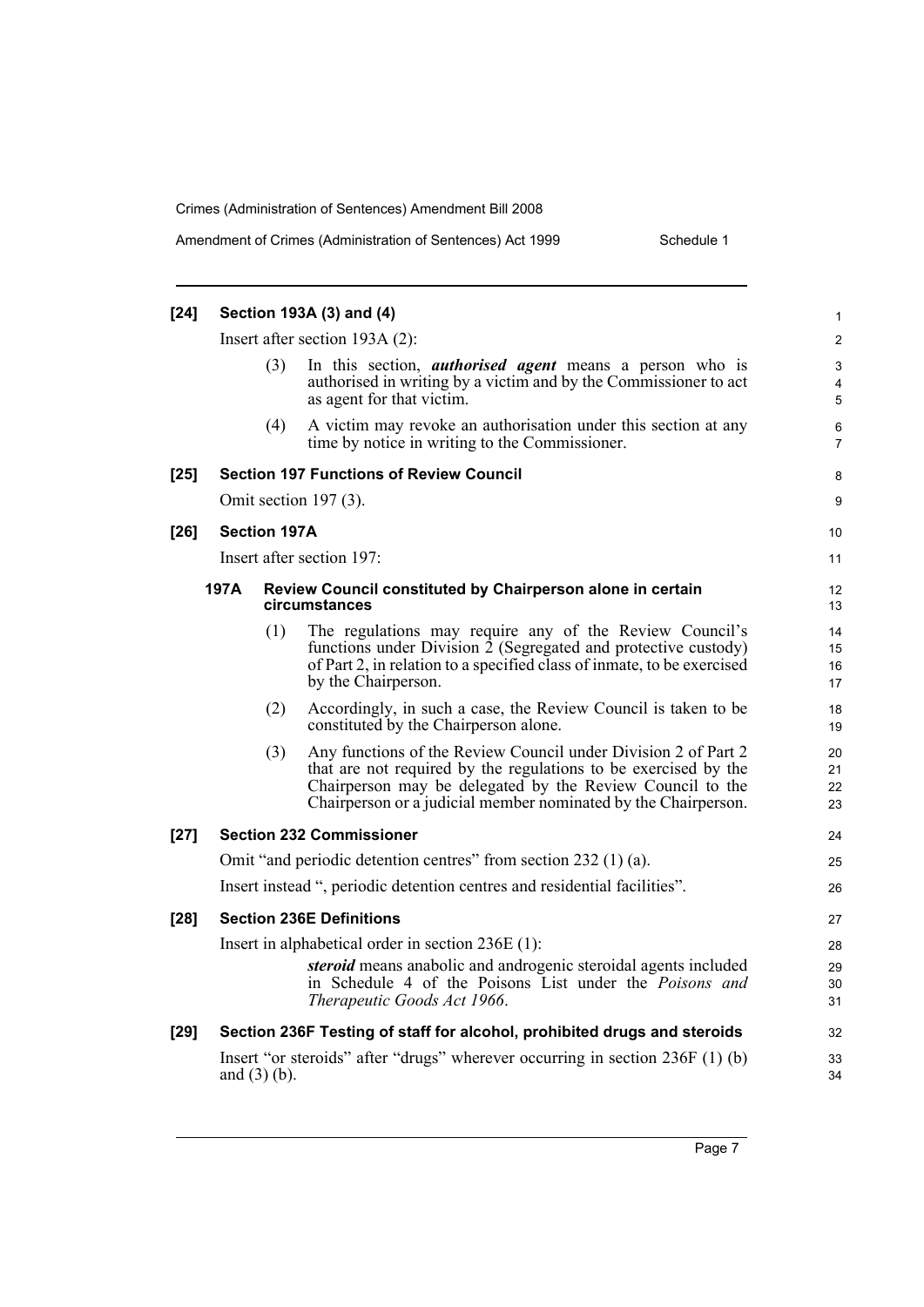**[24] Section 193A (3) and (4)**

Insert after section 193A (2):

(3) In this section, ***authorised agent*** means a person who is authorised in writing by a victim and by the Commissioner to act as agent for that victim.

(4) A victim may revoke an authorisation under this section at any time by notice in writing to the Commissioner.

**[25] Section 197 Functions of Review Council**

Omit section 197 (3).

**[26] Section 197A**

Insert after section 197:

**197A Review Council constituted by Chairperson alone in certain circumstances**

(1) The regulations may require any of the Review Council's functions under Division 2 (Segregated and protective custody) of Part 2, in relation to a specified class of inmate, to be exercised by the Chairperson.

(2) Accordingly, in such a case, the Review Council is taken to be constituted by the Chairperson alone.

(3) Any functions of the Review Council under Division 2 of Part 2 that are not required by the regulations to be exercised by the Chairperson may be delegated by the Review Council to the Chairperson or a judicial member nominated by the Chairperson.

**[27] Section 232 Commissioner**

Omit "and periodic detention centres" from section 232 (1) (a).

Insert instead ", periodic detention centres and residential facilities".

**[28] Section 236E Definitions**

Insert in alphabetical order in section 236E (1):

***steroid*** means anabolic and androgenic steroidal agents included in Schedule 4 of the Poisons List under the *Poisons and Therapeutic Goods Act 1966*.

**[29] Section 236F Testing of staff for alcohol, prohibited drugs and steroids**

Insert "or steroids" after "drugs" wherever occurring in section 236F (1) (b) and (3) (b).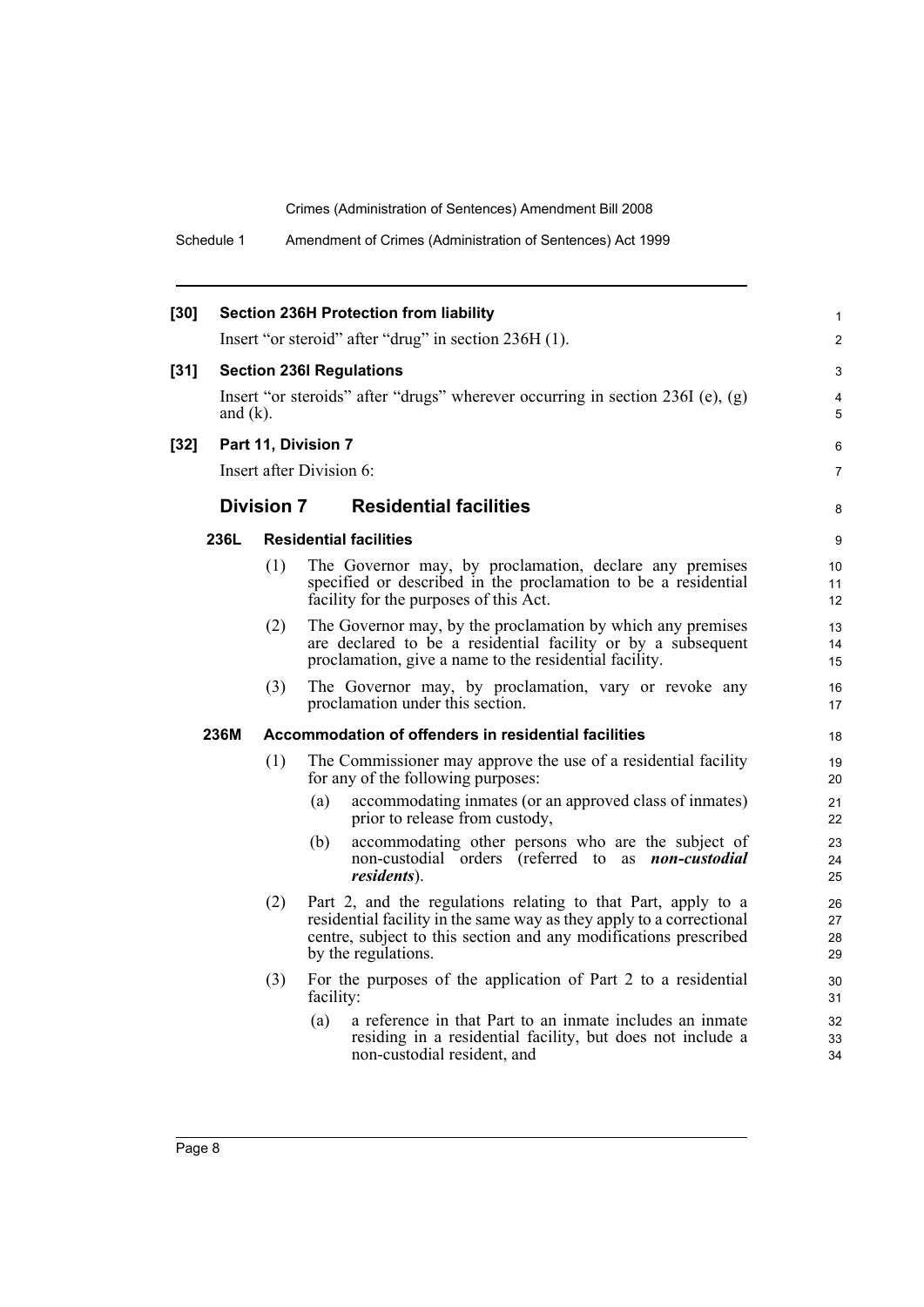**[30] Section 236H Protection from liability**

Insert "or steroid" after "drug" in section 236H (1).

**[31] Section 236I Regulations**

Insert "or steroids" after "drugs" wherever occurring in section 236I (e), (g) and (k).

**[32] Part 11, Division 7**

Insert after Division 6:

## Division 7 Residential facilities

### 236L Residential facilities

(1) The Governor may, by proclamation, declare any premises specified or described in the proclamation to be a residential facility for the purposes of this Act.

(2) The Governor may, by the proclamation by which any premises are declared to be a residential facility or by a subsequent proclamation, give a name to the residential facility.

(3) The Governor may, by proclamation, vary or revoke any proclamation under this section.

### 236M Accommodation of offenders in residential facilities

(1) The Commissioner may approve the use of a residential facility for any of the following purposes:

- (a) accommodating inmates (or an approved class of inmates) prior to release from custody,
- (b) accommodating other persons who are the subject of non-custodial orders (referred to as ***non-custodial residents***).

(2) Part 2, and the regulations relating to that Part, apply to a residential facility in the same way as they apply to a correctional centre, subject to this section and any modifications prescribed by the regulations.

(3) For the purposes of the application of Part 2 to a residential facility:

- (a) a reference in that Part to an inmate includes an inmate residing in a residential facility, but does not include a non-custodial resident, and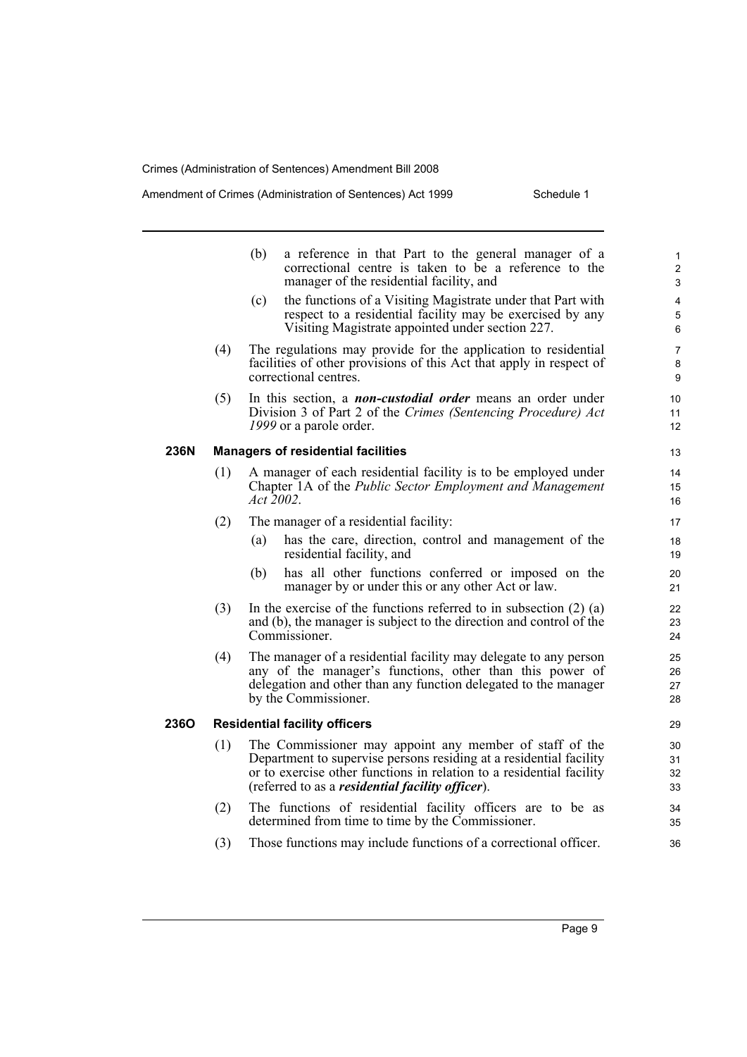(b) a reference in that Part to the general manager of a correctional centre is taken to be a reference to the manager of the residential facility, and

(c) the functions of a Visiting Magistrate under that Part with respect to a residential facility may be exercised by any Visiting Magistrate appointed under section 227.

(4) The regulations may provide for the application to residential facilities of other provisions of this Act that apply in respect of correctional centres.

(5) In this section, a ***non-custodial order*** means an order under Division 3 of Part 2 of the *Crimes (Sentencing Procedure) Act 1999* or a parole order.

**236N Managers of residential facilities**

(1) A manager of each residential facility is to be employed under Chapter 1A of the *Public Sector Employment and Management Act 2002*.

(2) The manager of a residential facility:

(a) has the care, direction, control and management of the residential facility, and

(b) has all other functions conferred or imposed on the manager by or under this or any other Act or law.

(3) In the exercise of the functions referred to in subsection (2) (a) and (b), the manager is subject to the direction and control of the Commissioner.

(4) The manager of a residential facility may delegate to any person any of the manager's functions, other than this power of delegation and other than any function delegated to the manager by the Commissioner.

**236O Residential facility officers**

(1) The Commissioner may appoint any member of staff of the Department to supervise persons residing at a residential facility or to exercise other functions in relation to a residential facility (referred to as a ***residential facility officer***).

(2) The functions of residential facility officers are to be as determined from time to time by the Commissioner.

(3) Those functions may include functions of a correctional officer.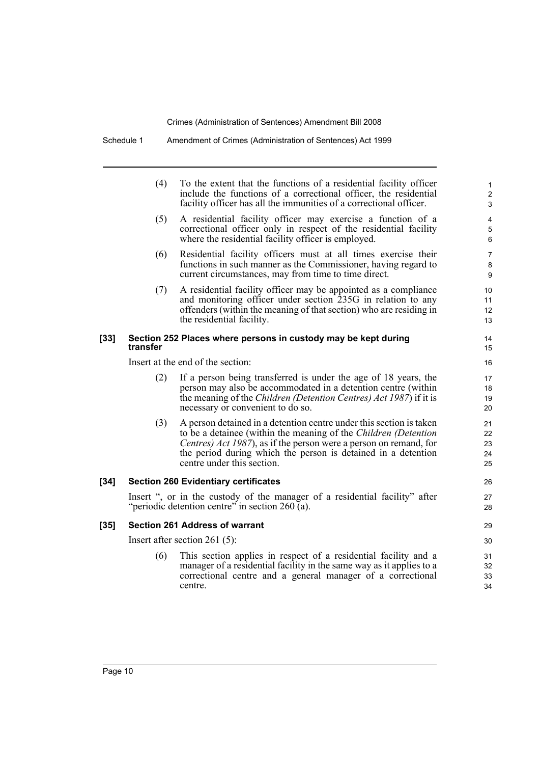(4) To the extent that the functions of a residential facility officer include the functions of a correctional officer, the residential facility officer has all the immunities of a correctional officer.

(5) A residential facility officer may exercise a function of a correctional officer only in respect of the residential facility where the residential facility officer is employed.

(6) Residential facility officers must at all times exercise their functions in such manner as the Commissioner, having regard to current circumstances, may from time to time direct.

(7) A residential facility officer may be appointed as a compliance and monitoring officer under section 235G in relation to any offenders (within the meaning of that section) who are residing in the residential facility.

### [33] Section 252 Places where persons in custody may be kept during transfer

Insert at the end of the section:

(2) If a person being transferred is under the age of 18 years, the person may also be accommodated in a detention centre (within the meaning of the *Children (Detention Centres) Act 1987*) if it is necessary or convenient to do so.

(3) A person detained in a detention centre under this section is taken to be a detainee (within the meaning of the *Children (Detention Centres) Act 1987*), as if the person were a person on remand, for the period during which the person is detained in a detention centre under this section.

### [34] Section 260 Evidentiary certificates

Insert ", or in the custody of the manager of a residential facility" after "periodic detention centre" in section 260 (a).

### [35] Section 261 Address of warrant

Insert after section 261 (5):

(6) This section applies in respect of a residential facility and a manager of a residential facility in the same way as it applies to a correctional centre and a general manager of a correctional centre.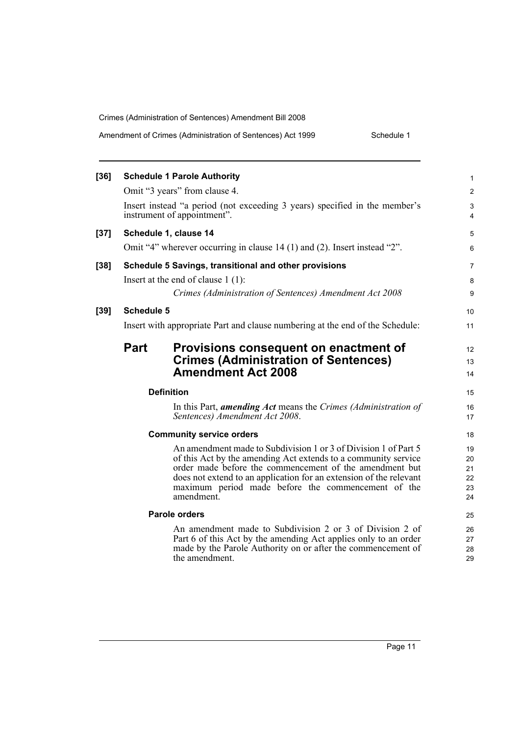**[36] Schedule 1 Parole Authority**

Omit "3 years" from clause 4.

Insert instead "a period (not exceeding 3 years) specified in the member's instrument of appointment".

**[37] Schedule 1, clause 14**

Omit "4" wherever occurring in clause 14 (1) and (2). Insert instead "2".

**[38] Schedule 5 Savings, transitional and other provisions**

Insert at the end of clause 1 (1):

*Crimes (Administration of Sentences) Amendment Act 2008*

**[39] Schedule 5**

Insert with appropriate Part and clause numbering at the end of the Schedule:

## Part Provisions consequent on enactment of Crimes (Administration of Sentences) Amendment Act 2008

**Definition**

In this Part, ***amending Act*** means the *Crimes (Administration of Sentences) Amendment Act 2008*.

**Community service orders**

An amendment made to Subdivision 1 or 3 of Division 1 of Part 5 of this Act by the amending Act extends to a community service order made before the commencement of the amendment but does not extend to an application for an extension of the relevant maximum period made before the commencement of the amendment.

**Parole orders**

An amendment made to Subdivision 2 or 3 of Division 2 of Part 6 of this Act by the amending Act applies only to an order made by the Parole Authority on or after the commencement of the amendment.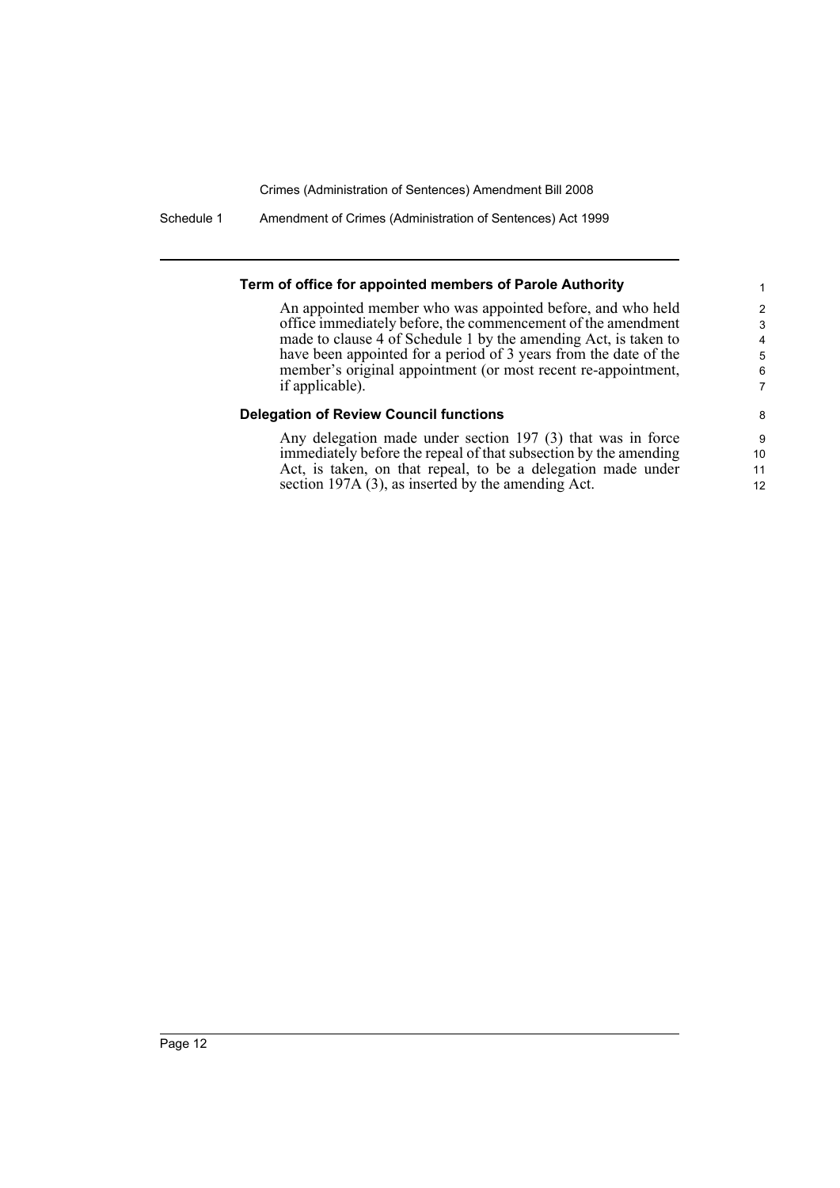### Term of office for appointed members of Parole Authority

An appointed member who was appointed before, and who held office immediately before, the commencement of the amendment made to clause 4 of Schedule 1 by the amending Act, is taken to have been appointed for a period of 3 years from the date of the member's original appointment (or most recent re-appointment, if applicable).

### Delegation of Review Council functions

Any delegation made under section 197 (3) that was in force immediately before the repeal of that subsection by the amending Act, is taken, on that repeal, to be a delegation made under section 197A (3), as inserted by the amending Act.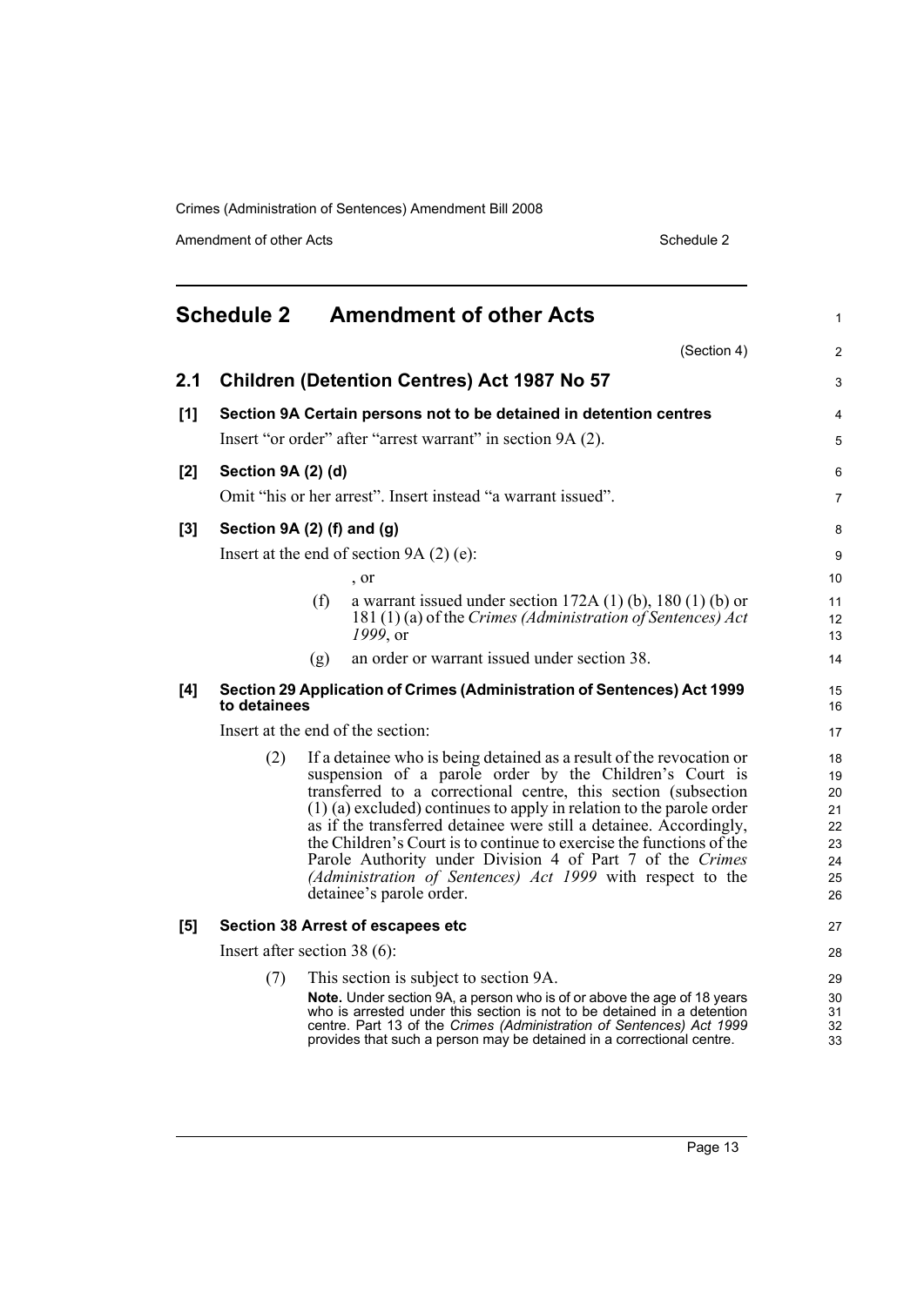## Schedule 2 Amendment of other Acts

(Section 4)

### 2.1 Children (Detention Centres) Act 1987 No 57

**[1] Section 9A Certain persons not to be detained in detention centres**

Insert "or order" after "arrest warrant" in section 9A (2).

**[2] Section 9A (2) (d)**

Omit "his or her arrest". Insert instead "a warrant issued".

**[3] Section 9A (2) (f) and (g)**

Insert at the end of section 9A (2) (e):

, or

(f) a warrant issued under section 172A (1) (b), 180 (1) (b) or 181 (1) (a) of the *Crimes (Administration of Sentences) Act 1999*, or

(g) an order or warrant issued under section 38.

**[4] Section 29 Application of Crimes (Administration of Sentences) Act 1999 to detainees**

Insert at the end of the section:

(2) If a detainee who is being detained as a result of the revocation or suspension of a parole order by the Children's Court is transferred to a correctional centre, this section (subsection (1) (a) excluded) continues to apply in relation to the parole order as if the transferred detainee were still a detainee. Accordingly, the Children's Court is to continue to exercise the functions of the Parole Authority under Division 4 of Part 7 of the *Crimes (Administration of Sentences) Act 1999* with respect to the detainee's parole order.

**[5] Section 38 Arrest of escapees etc**

Insert after section 38 (6):

(7) This section is subject to section 9A.

**Note.** Under section 9A, a person who is of or above the age of 18 years who is arrested under this section is not to be detained in a detention centre. Part 13 of the *Crimes (Administration of Sentences) Act 1999* provides that such a person may be detained in a correctional centre.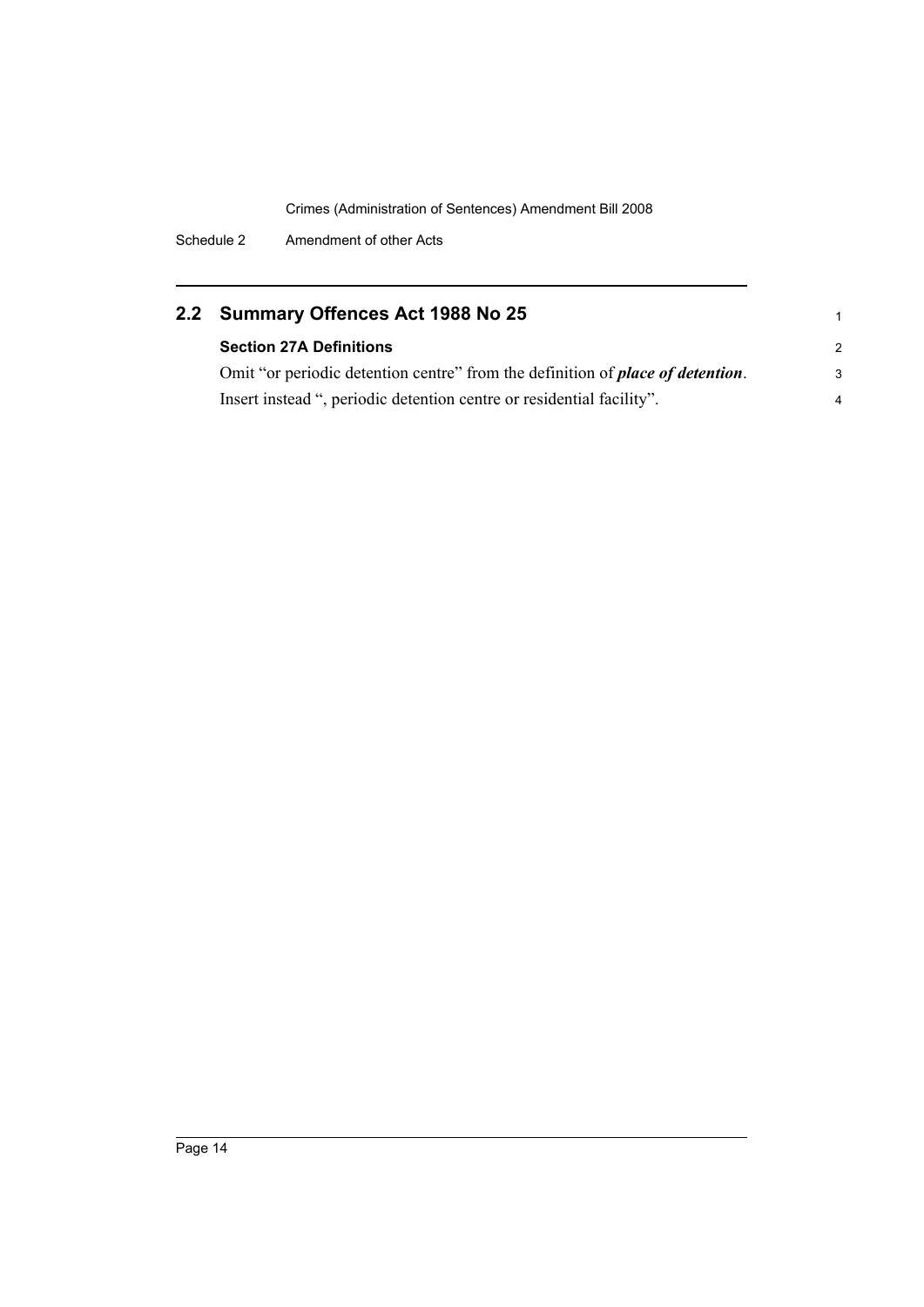## 2.2 Summary Offences Act 1988 No 25

**Section 27A Definitions**

Omit "or periodic detention centre" from the definition of ***place of detention***.

Insert instead ", periodic detention centre or residential facility".